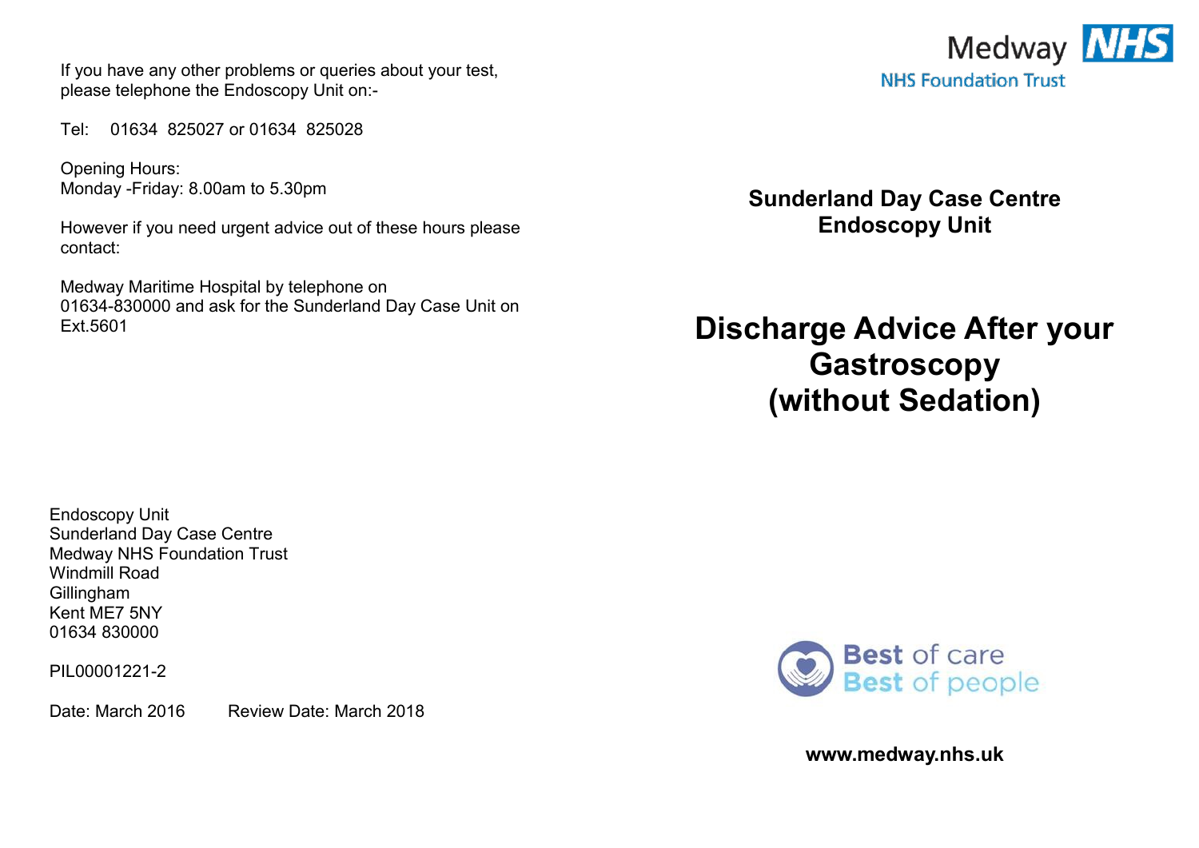If you have any other problems or queries about your test, please telephone the Endoscopy Unit on:-

Tel: 01634 825027 or 01634 825028

Opening Hours:
Monday -Friday: 8.00am to 5.30pm

However if you need urgent advice out of these hours please contact:

Medway Maritime Hospital by telephone on 01634-830000 and ask for the Sunderland Day Case Unit on Ext.5601

Endoscopy Unit
Sunderland Day Case Centre
Medway NHS Foundation Trust
Windmill Road
Gillingham
Kent ME7 5NY
01634 830000

PIL00001221-2

Date: March 2016 Review Date: March 2018

Medway NHS
NHS Foundation Trust

**Sunderland Day Case Centre**
**Endoscopy Unit**

# Discharge Advice After your Gastroscopy (without Sedation)

Best of care
Best of people

**www.medway.nhs.uk**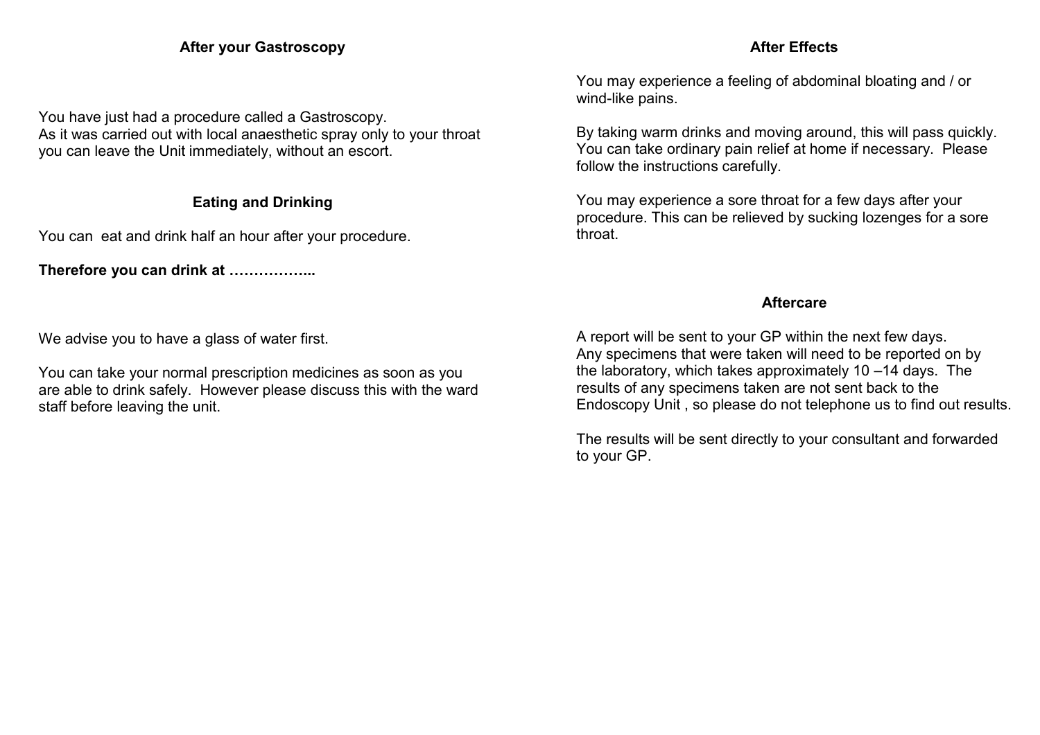## After your Gastroscopy

You have just had a procedure called a Gastroscopy.
As it was carried out with local anaesthetic spray only to your throat you can leave the Unit immediately, without an escort.

## Eating and Drinking

You can eat and drink half an hour after your procedure.

**Therefore you can drink at ……………..**

We advise you to have a glass of water first.

You can take your normal prescription medicines as soon as you are able to drink safely. However please discuss this with the ward staff before leaving the unit.

## After Effects

You may experience a feeling of abdominal bloating and / or wind-like pains.

By taking warm drinks and moving around, this will pass quickly. You can take ordinary pain relief at home if necessary. Please follow the instructions carefully.

You may experience a sore throat for a few days after your procedure. This can be relieved by sucking lozenges for a sore throat.

## Aftercare

A report will be sent to your GP within the next few days.
Any specimens that were taken will need to be reported on by the laboratory, which takes approximately 10 –14 days. The results of any specimens taken are not sent back to the Endoscopy Unit , so please do not telephone us to find out results.

The results will be sent directly to your consultant and forwarded to your GP.